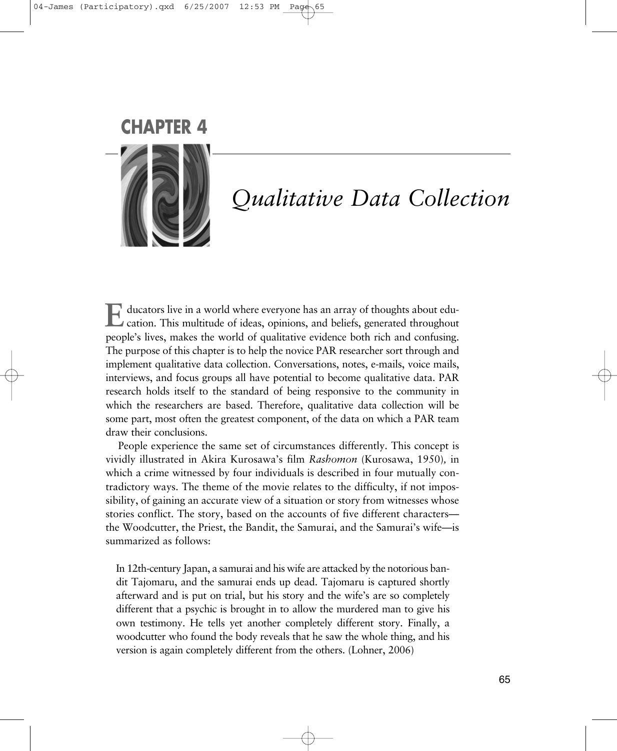# CHAPTER 4

# *Qualitative Data Collection*

Educators live in a world where everyone has an array of thoughts about education. This multitude of ideas, opinions, and beliefs, generated throughout people's lives, makes the world of qualitative evidence both rich and confusing. The purpose of this chapter is to help the novice PAR researcher sort through and implement qualitative data collection. Conversations, notes, e-mails, voice mails, interviews, and focus groups all have potential to become qualitative data. PAR research holds itself to the standard of being responsive to the community in which the researchers are based. Therefore, qualitative data collection will be some part, most often the greatest component, of the data on which a PAR team draw their conclusions.

People experience the same set of circumstances differently. This concept is vividly illustrated in Akira Kurosawa's film *Rashomon* (Kurosawa, 1950), in which a crime witnessed by four individuals is described in four mutually contradictory ways. The theme of the movie relates to the difficulty, if not impossibility, of gaining an accurate view of a situation or story from witnesses whose stories conflict. The story, based on the accounts of five different characters—the Woodcutter, the Priest, the Bandit, the Samurai, and the Samurai's wife—is summarized as follows:

> In 12th-century Japan, a samurai and his wife are attacked by the notorious bandit Tajomaru, and the samurai ends up dead. Tajomaru is captured shortly afterward and is put on trial, but his story and the wife's are so completely different that a psychic is brought in to allow the murdered man to give his own testimony. He tells yet another completely different story. Finally, a woodcutter who found the body reveals that he saw the whole thing, and his version is again completely different from the others. (Lohner, 2006)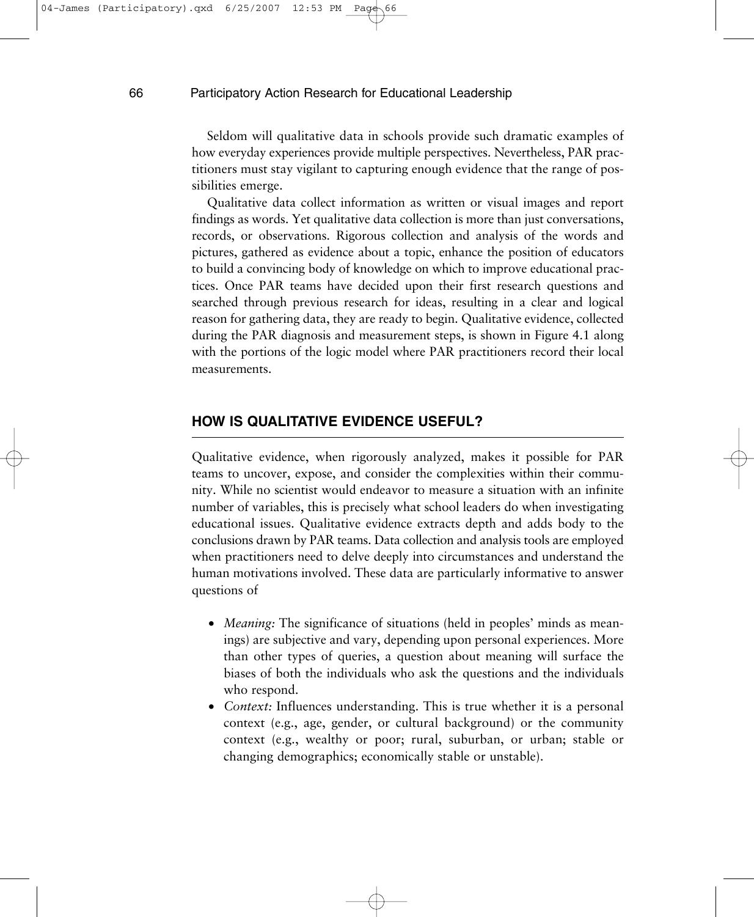Seldom will qualitative data in schools provide such dramatic examples of how everyday experiences provide multiple perspectives. Nevertheless, PAR practitioners must stay vigilant to capturing enough evidence that the range of possibilities emerge.

Qualitative data collect information as written or visual images and report findings as words. Yet qualitative data collection is more than just conversations, records, or observations. Rigorous collection and analysis of the words and pictures, gathered as evidence about a topic, enhance the position of educators to build a convincing body of knowledge on which to improve educational practices. Once PAR teams have decided upon their first research questions and searched through previous research for ideas, resulting in a clear and logical reason for gathering data, they are ready to begin. Qualitative evidence, collected during the PAR diagnosis and measurement steps, is shown in Figure 4.1 along with the portions of the logic model where PAR practitioners record their local measurements.

## HOW IS QUALITATIVE EVIDENCE USEFUL?

Qualitative evidence, when rigorously analyzed, makes it possible for PAR teams to uncover, expose, and consider the complexities within their community. While no scientist would endeavor to measure a situation with an infinite number of variables, this is precisely what school leaders do when investigating educational issues. Qualitative evidence extracts depth and adds body to the conclusions drawn by PAR teams. Data collection and analysis tools are employed when practitioners need to delve deeply into circumstances and understand the human motivations involved. These data are particularly informative to answer questions of

- *Meaning:* The significance of situations (held in peoples' minds as meanings) are subjective and vary, depending upon personal experiences. More than other types of queries, a question about meaning will surface the biases of both the individuals who ask the questions and the individuals who respond.
- *Context:* Influences understanding. This is true whether it is a personal context (e.g., age, gender, or cultural background) or the community context (e.g., wealthy or poor; rural, suburban, or urban; stable or changing demographics; economically stable or unstable).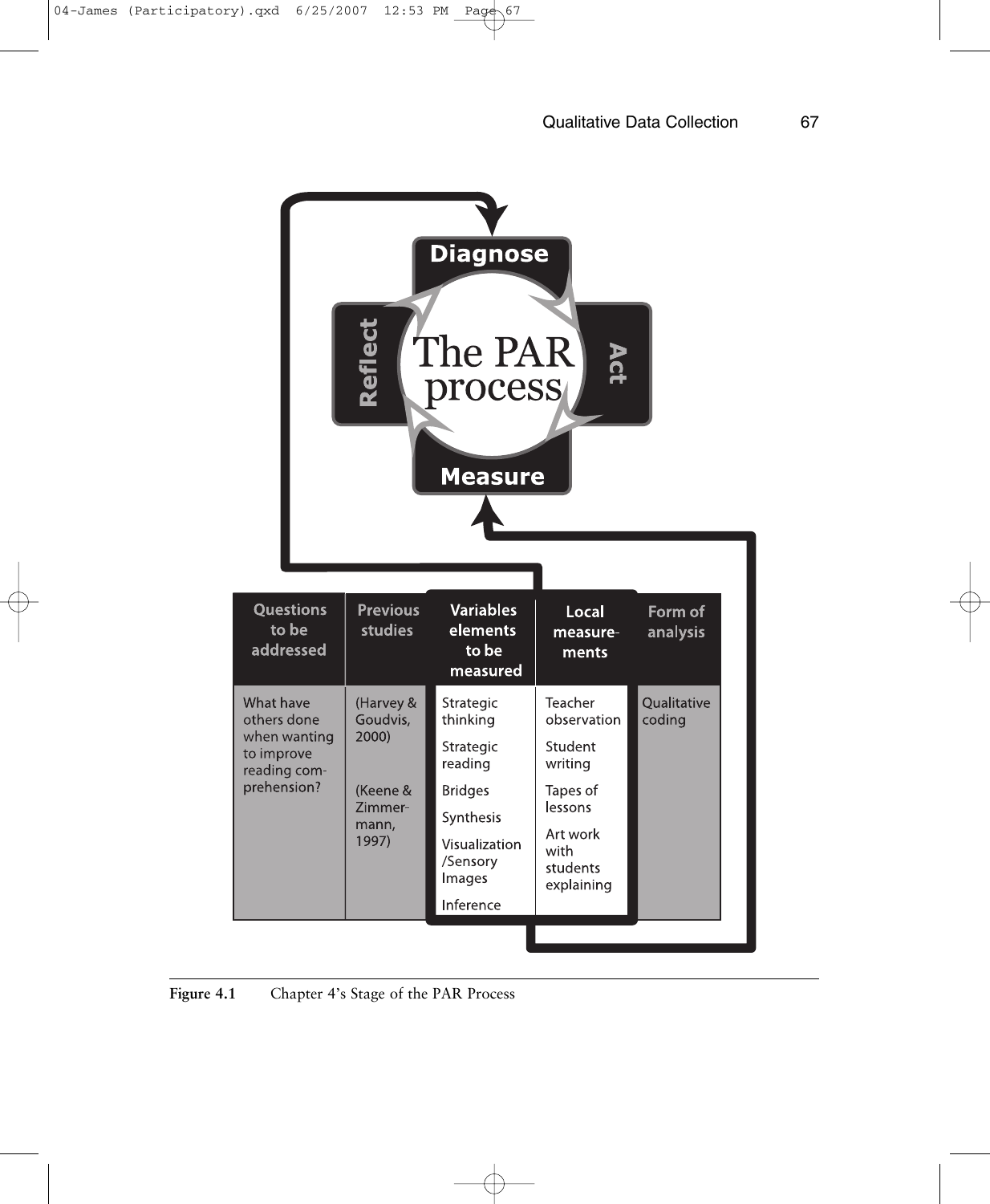Diagnose

Act

Measure

Reflect

The PAR process

| Questions to be addressed | Previous studies | Variables elements to be measured | Local measurements | Form of analysis |
|---|---|---|---|---|
| What have others done when wanting to improve reading comprehension? | (Harvey & Goudvis, 2000)<br><br>(Keene & Zimmermann, 1997) | Strategic thinking<br>Strategic reading<br>Bridges<br>Synthesis<br>Visualization /Sensory Images<br>Inference | Teacher observation<br>Student writing<br>Tapes of lessons<br>Art work with students explaining | Qualitative coding |

**Figure 4.1** Chapter 4's Stage of the PAR Process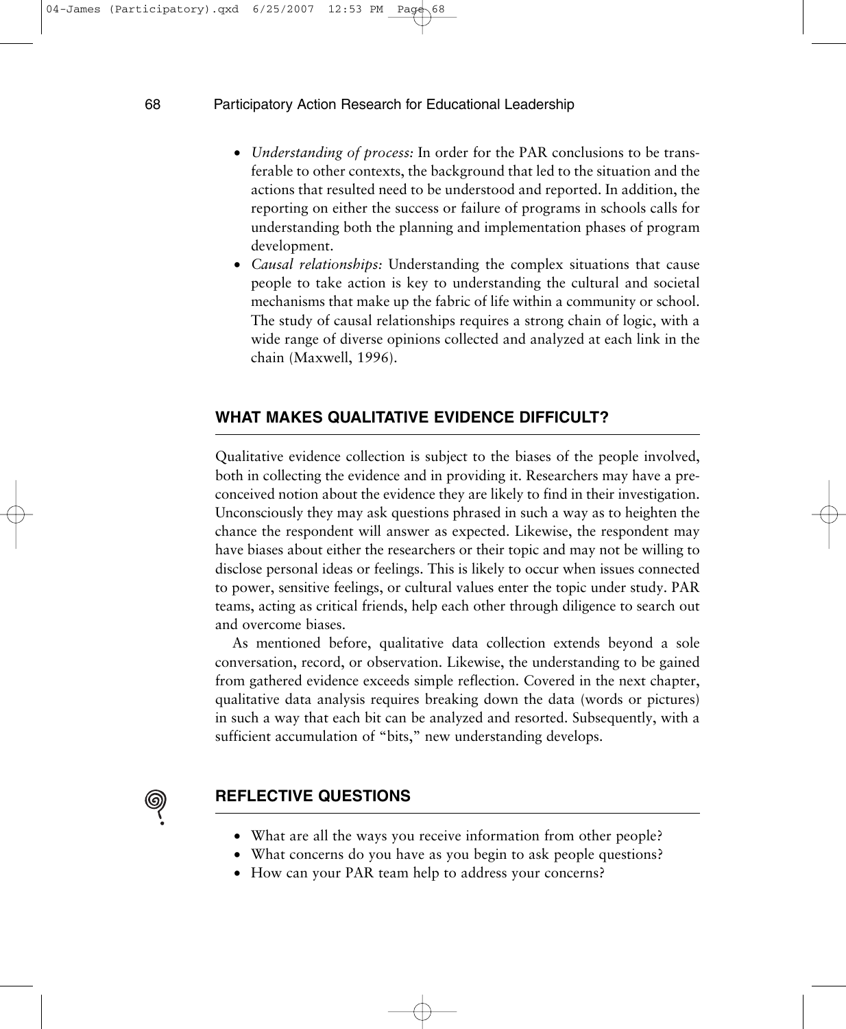- *Understanding of process:* In order for the PAR conclusions to be transferable to other contexts, the background that led to the situation and the actions that resulted need to be understood and reported. In addition, the reporting on either the success or failure of programs in schools calls for understanding both the planning and implementation phases of program development.
- *Causal relationships:* Understanding the complex situations that cause people to take action is key to understanding the cultural and societal mechanisms that make up the fabric of life within a community or school. The study of causal relationships requires a strong chain of logic, with a wide range of diverse opinions collected and analyzed at each link in the chain (Maxwell, 1996).

## WHAT MAKES QUALITATIVE EVIDENCE DIFFICULT?

Qualitative evidence collection is subject to the biases of the people involved, both in collecting the evidence and in providing it. Researchers may have a preconceived notion about the evidence they are likely to find in their investigation. Unconsciously they may ask questions phrased in such a way as to heighten the chance the respondent will answer as expected. Likewise, the respondent may have biases about either the researchers or their topic and may not be willing to disclose personal ideas or feelings. This is likely to occur when issues connected to power, sensitive feelings, or cultural values enter the topic under study. PAR teams, acting as critical friends, help each other through diligence to search out and overcome biases.

As mentioned before, qualitative data collection extends beyond a sole conversation, record, or observation. Likewise, the understanding to be gained from gathered evidence exceeds simple reflection. Covered in the next chapter, qualitative data analysis requires breaking down the data (words or pictures) in such a way that each bit can be analyzed and resorted. Subsequently, with a sufficient accumulation of "bits," new understanding develops.

## REFLECTIVE QUESTIONS

- What are all the ways you receive information from other people?
- What concerns do you have as you begin to ask people questions?
- How can your PAR team help to address your concerns?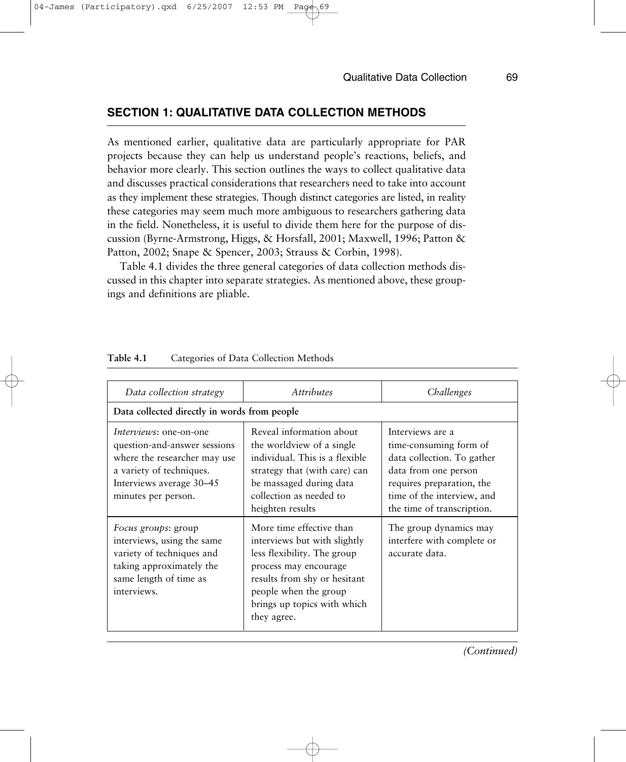## SECTION 1: QUALITATIVE DATA COLLECTION METHODS

As mentioned earlier, qualitative data are particularly appropriate for PAR projects because they can help us understand people's reactions, beliefs, and behavior more clearly. This section outlines the ways to collect qualitative data and discusses practical considerations that researchers need to take into account as they implement these strategies. Though distinct categories are listed, in reality these categories may seem much more ambiguous to researchers gathering data in the field. Nonetheless, it is useful to divide them here for the purpose of discussion (Byrne-Armstrong, Higgs, & Horsfall, 2001; Maxwell, 1996; Patton & Patton, 2002; Snape & Spencer, 2003; Strauss & Corbin, 1998).

Table 4.1 divides the three general categories of data collection methods discussed in this chapter into separate strategies. As mentioned above, these groupings and definitions are pliable.

**Table 4.1** Categories of Data Collection Methods

| *Data collection strategy* | *Attributes* | *Challenges* |
|---|---|---|
| **Data collected directly in words from people** | | |
| *Interviews*: one-on-one question-and-answer sessions where the researcher may use a variety of techniques. Interviews average 30–45 minutes per person. | Reveal information about the worldview of a single individual. This is a flexible strategy that (with care) can be massaged during data collection as needed to heighten results | Interviews are a time-consuming form of data collection. To gather data from one person requires preparation, the time of the interview, and the time of transcription. |
| *Focus groups*: group interviews, using the same variety of techniques and taking approximately the same length of time as interviews. | More time effective than interviews but with slightly less flexibility. The group process may encourage results from shy or hesitant people when the group brings up topics with which they agree. | The group dynamics may interfere with complete or accurate data. |

*(Continued)*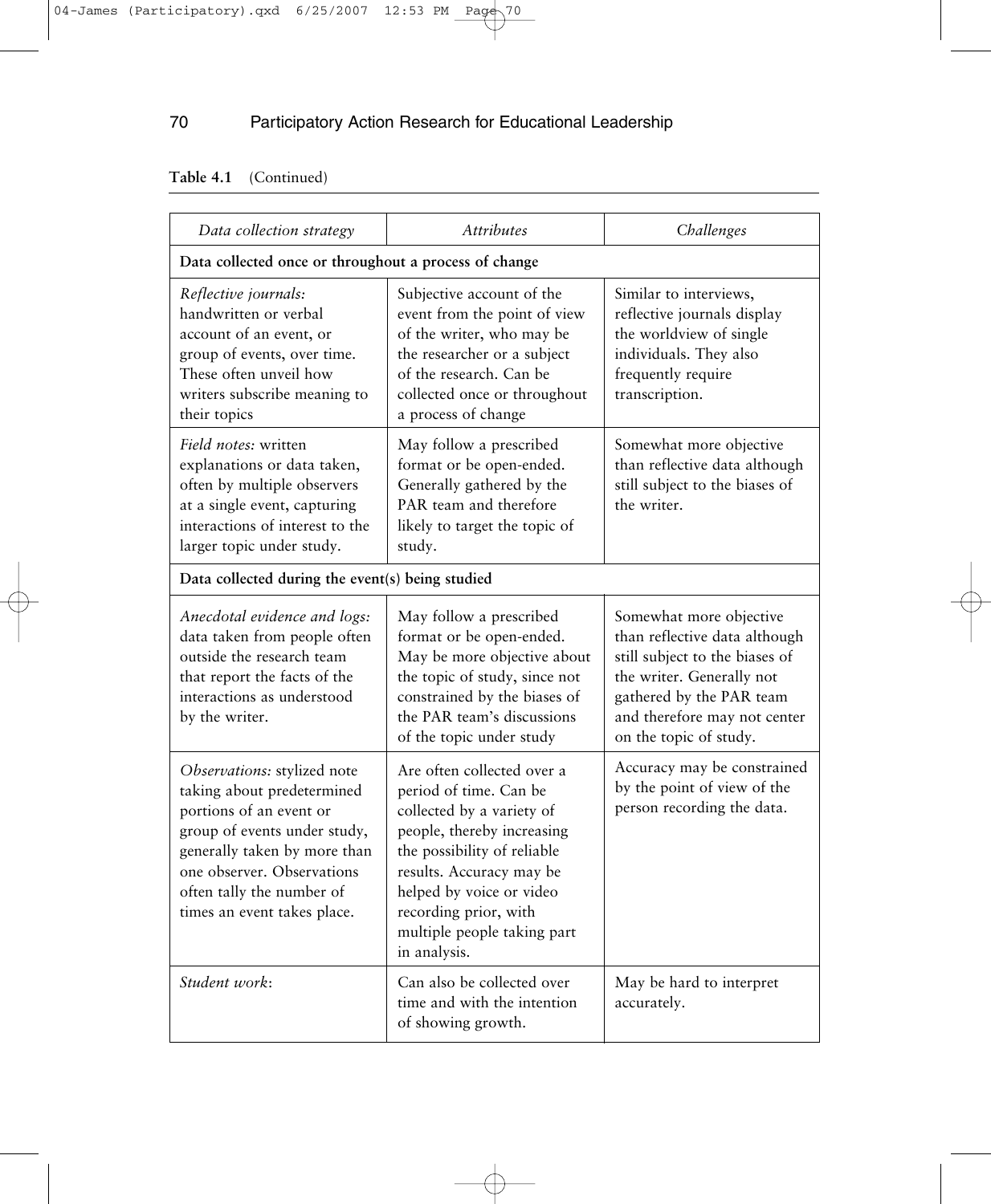**Table 4.1** (Continued)

| *Data collection strategy* | *Attributes* | *Challenges* |
| --- | --- | --- |
| **Data collected once or throughout a process of change** | | |
| *Reflective journals:* handwritten or verbal account of an event, or group of events, over time. These often unveil how writers subscribe meaning to their topics | Subjective account of the event from the point of view of the writer, who may be the researcher or a subject of the research. Can be collected once or throughout a process of change | Similar to interviews, reflective journals display the worldview of single individuals. They also frequently require transcription. |
| *Field notes:* written explanations or data taken, often by multiple observers at a single event, capturing interactions of interest to the larger topic under study. | May follow a prescribed format or be open-ended. Generally gathered by the PAR team and therefore likely to target the topic of study. | Somewhat more objective than reflective data although still subject to the biases of the writer. |
| **Data collected during the event(s) being studied** | | |
| *Anecdotal evidence and logs:* data taken from people often outside the research team that report the facts of the interactions as understood by the writer. | May follow a prescribed format or be open-ended. May be more objective about the topic of study, since not constrained by the biases of the PAR team's discussions of the topic under study | Somewhat more objective than reflective data although still subject to the biases of the writer. Generally not gathered by the PAR team and therefore may not center on the topic of study. |
| *Observations:* stylized note taking about predetermined portions of an event or group of events under study, generally taken by more than one observer. Observations often tally the number of times an event takes place. | Are often collected over a period of time. Can be collected by a variety of people, thereby increasing the possibility of reliable results. Accuracy may be helped by voice or video recording prior, with multiple people taking part in analysis. | Accuracy may be constrained by the point of view of the person recording the data. |
| *Student work*: | Can also be collected over time and with the intention of showing growth. | May be hard to interpret accurately. |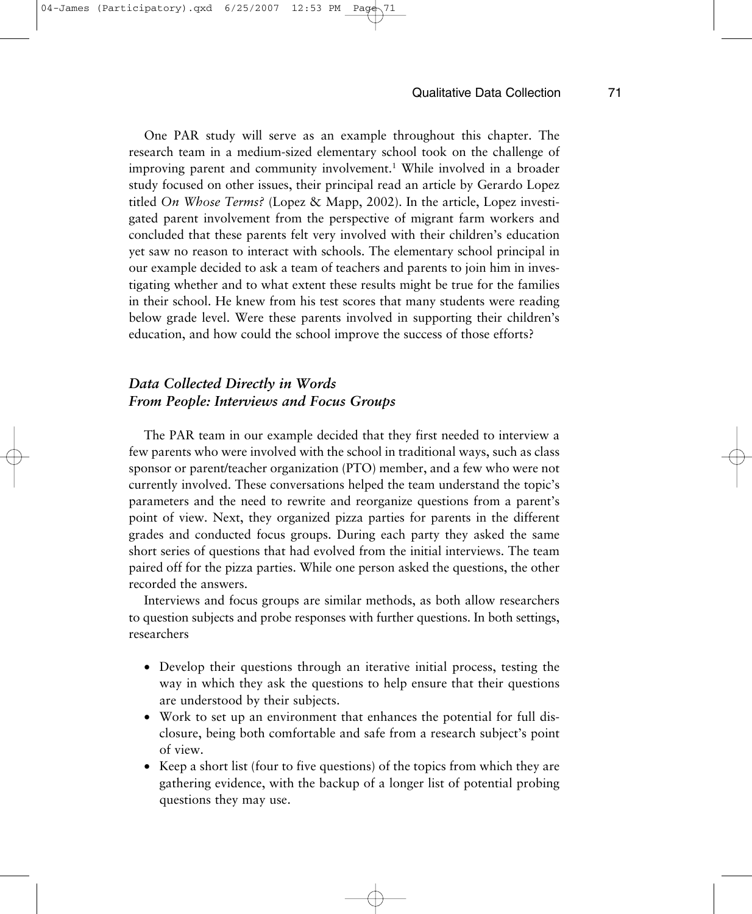One PAR study will serve as an example throughout this chapter. The research team in a medium-sized elementary school took on the challenge of improving parent and community involvement.[1] While involved in a broader study focused on other issues, their principal read an article by Gerardo Lopez titled *On Whose Terms?* (Lopez & Mapp, 2002). In the article, Lopez investigated parent involvement from the perspective of migrant farm workers and concluded that these parents felt very involved with their children's education yet saw no reason to interact with schools. The elementary school principal in our example decided to ask a team of teachers and parents to join him in investigating whether and to what extent these results might be true for the families in their school. He knew from his test scores that many students were reading below grade level. Were these parents involved in supporting their children's education, and how could the school improve the success of those efforts?

## *Data Collected Directly in Words From People: Interviews and Focus Groups*

The PAR team in our example decided that they first needed to interview a few parents who were involved with the school in traditional ways, such as class sponsor or parent/teacher organization (PTO) member, and a few who were not currently involved. These conversations helped the team understand the topic's parameters and the need to rewrite and reorganize questions from a parent's point of view. Next, they organized pizza parties for parents in the different grades and conducted focus groups. During each party they asked the same short series of questions that had evolved from the initial interviews. The team paired off for the pizza parties. While one person asked the questions, the other recorded the answers.

Interviews and focus groups are similar methods, as both allow researchers to question subjects and probe responses with further questions. In both settings, researchers

- Develop their questions through an iterative initial process, testing the way in which they ask the questions to help ensure that their questions are understood by their subjects.
- Work to set up an environment that enhances the potential for full disclosure, being both comfortable and safe from a research subject's point of view.
- Keep a short list (four to five questions) of the topics from which they are gathering evidence, with the backup of a longer list of potential probing questions they may use.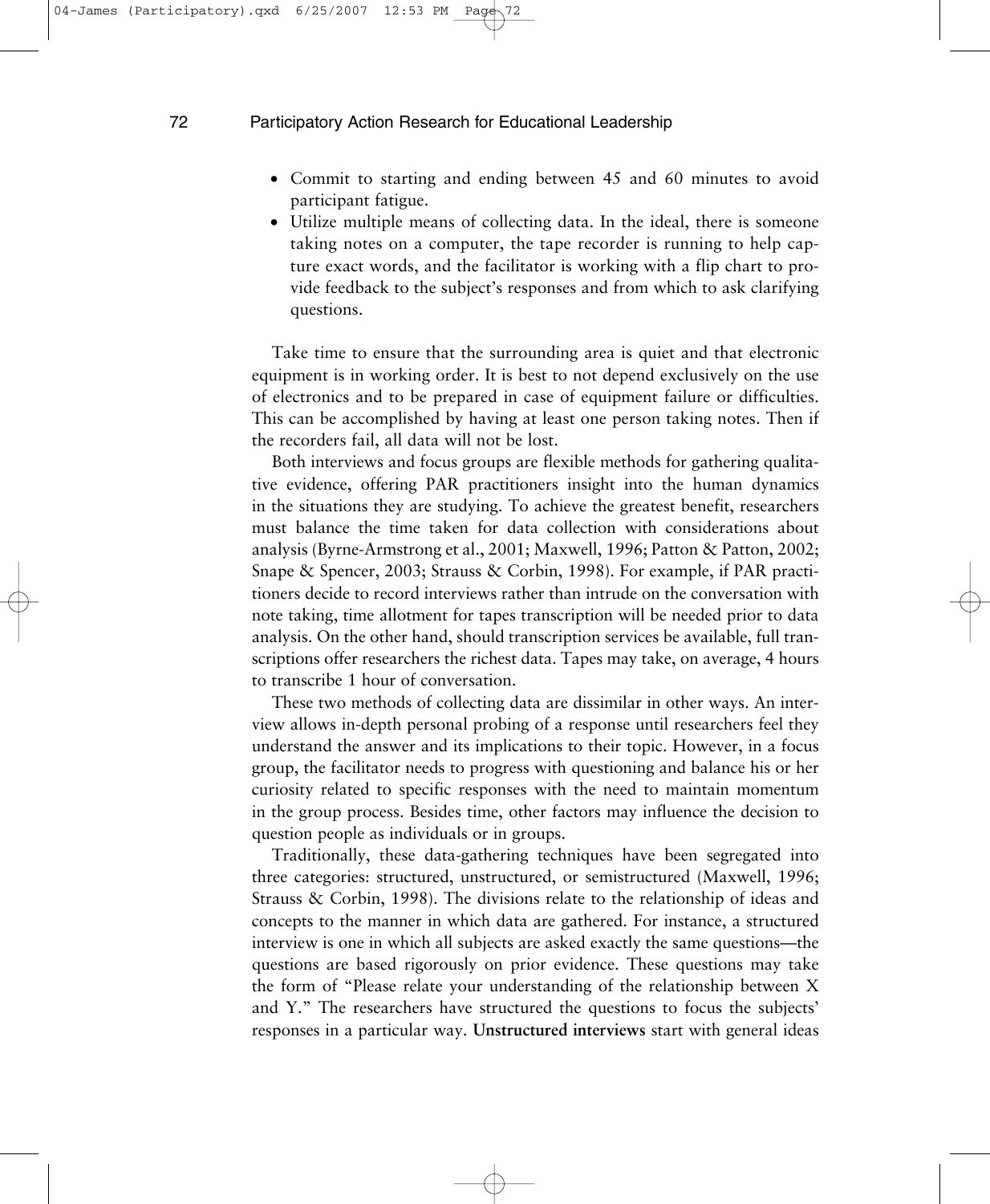- Commit to starting and ending between 45 and 60 minutes to avoid participant fatigue.
- Utilize multiple means of collecting data. In the ideal, there is someone taking notes on a computer, the tape recorder is running to help capture exact words, and the facilitator is working with a flip chart to provide feedback to the subject's responses and from which to ask clarifying questions.

Take time to ensure that the surrounding area is quiet and that electronic equipment is in working order. It is best to not depend exclusively on the use of electronics and to be prepared in case of equipment failure or difficulties. This can be accomplished by having at least one person taking notes. Then if the recorders fail, all data will not be lost.

Both interviews and focus groups are flexible methods for gathering qualitative evidence, offering PAR practitioners insight into the human dynamics in the situations they are studying. To achieve the greatest benefit, researchers must balance the time taken for data collection with considerations about analysis (Byrne-Armstrong et al., 2001; Maxwell, 1996; Patton & Patton, 2002; Snape & Spencer, 2003; Strauss & Corbin, 1998). For example, if PAR practitioners decide to record interviews rather than intrude on the conversation with note taking, time allotment for tapes transcription will be needed prior to data analysis. On the other hand, should transcription services be available, full transcriptions offer researchers the richest data. Tapes may take, on average, 4 hours to transcribe 1 hour of conversation.

These two methods of collecting data are dissimilar in other ways. An interview allows in-depth personal probing of a response until researchers feel they understand the answer and its implications to their topic. However, in a focus group, the facilitator needs to progress with questioning and balance his or her curiosity related to specific responses with the need to maintain momentum in the group process. Besides time, other factors may influence the decision to question people as individuals or in groups.

Traditionally, these data-gathering techniques have been segregated into three categories: structured, unstructured, or semistructured (Maxwell, 1996; Strauss & Corbin, 1998). The divisions relate to the relationship of ideas and concepts to the manner in which data are gathered. For instance, a structured interview is one in which all subjects are asked exactly the same questions—the questions are based rigorously on prior evidence. These questions may take the form of "Please relate your understanding of the relationship between X and Y." The researchers have structured the questions to focus the subjects' responses in a particular way. **Unstructured interviews** start with general ideas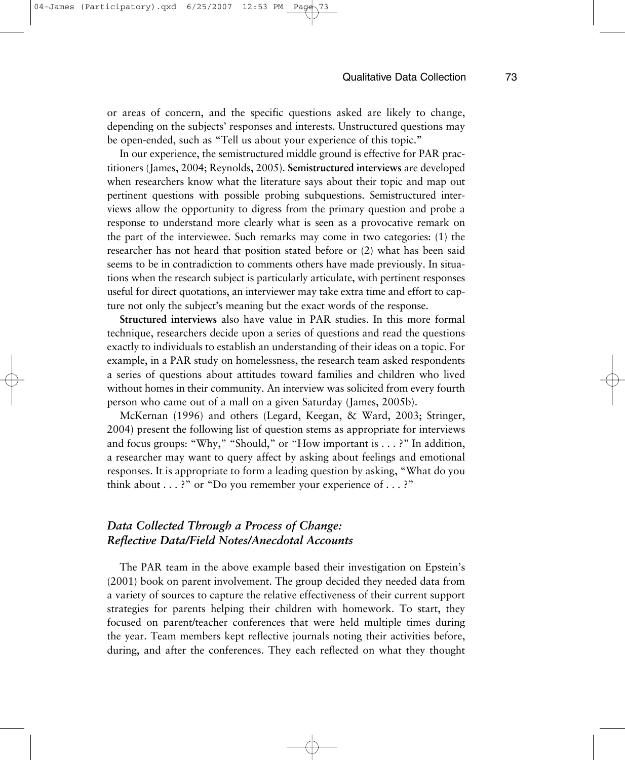or areas of concern, and the specific questions asked are likely to change, depending on the subjects' responses and interests. Unstructured questions may be open-ended, such as "Tell us about your experience of this topic."

In our experience, the semistructured middle ground is effective for PAR practitioners (James, 2004; Reynolds, 2005). **Semistructured interviews** are developed when researchers know what the literature says about their topic and map out pertinent questions with possible probing subquestions. Semistructured interviews allow the opportunity to digress from the primary question and probe a response to understand more clearly what is seen as a provocative remark on the part of the interviewee. Such remarks may come in two categories: (1) the researcher has not heard that position stated before or (2) what has been said seems to be in contradiction to comments others have made previously. In situations when the research subject is particularly articulate, with pertinent responses useful for direct quotations, an interviewer may take extra time and effort to capture not only the subject's meaning but the exact words of the response.

**Structured interviews** also have value in PAR studies. In this more formal technique, researchers decide upon a series of questions and read the questions exactly to individuals to establish an understanding of their ideas on a topic. For example, in a PAR study on homelessness, the research team asked respondents a series of questions about attitudes toward families and children who lived without homes in their community. An interview was solicited from every fourth person who came out of a mall on a given Saturday (James, 2005b).

McKernan (1996) and others (Legard, Keegan, & Ward, 2003; Stringer, 2004) present the following list of question stems as appropriate for interviews and focus groups: "Why," "Should," or "How important is . . . ?" In addition, a researcher may want to query affect by asking about feelings and emotional responses. It is appropriate to form a leading question by asking, "What do you think about . . . ?" or "Do you remember your experience of . . . ?"

### *Data Collected Through a Process of Change: Reflective Data/Field Notes/Anecdotal Accounts*

The PAR team in the above example based their investigation on Epstein's (2001) book on parent involvement. The group decided they needed data from a variety of sources to capture the relative effectiveness of their current support strategies for parents helping their children with homework. To start, they focused on parent/teacher conferences that were held multiple times during the year. Team members kept reflective journals noting their activities before, during, and after the conferences. They each reflected on what they thought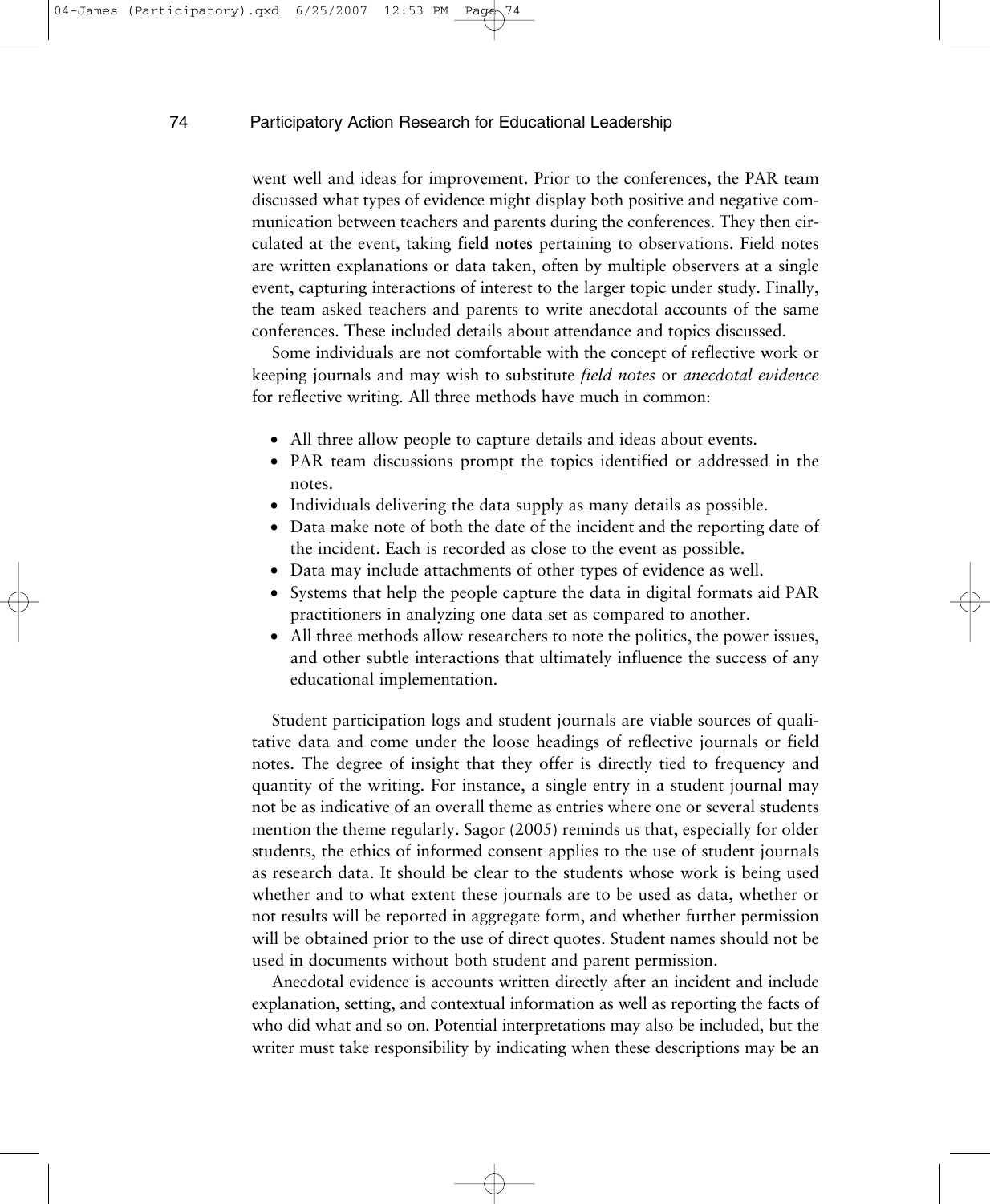went well and ideas for improvement. Prior to the conferences, the PAR team discussed what types of evidence might display both positive and negative communication between teachers and parents during the conferences. They then circulated at the event, taking **field notes** pertaining to observations. Field notes are written explanations or data taken, often by multiple observers at a single event, capturing interactions of interest to the larger topic under study. Finally, the team asked teachers and parents to write anecdotal accounts of the same conferences. These included details about attendance and topics discussed.

Some individuals are not comfortable with the concept of reflective work or keeping journals and may wish to substitute *field notes* or *anecdotal evidence* for reflective writing. All three methods have much in common:

- All three allow people to capture details and ideas about events.
- PAR team discussions prompt the topics identified or addressed in the notes.
- Individuals delivering the data supply as many details as possible.
- Data make note of both the date of the incident and the reporting date of the incident. Each is recorded as close to the event as possible.
- Data may include attachments of other types of evidence as well.
- Systems that help the people capture the data in digital formats aid PAR practitioners in analyzing one data set as compared to another.
- All three methods allow researchers to note the politics, the power issues, and other subtle interactions that ultimately influence the success of any educational implementation.

Student participation logs and student journals are viable sources of qualitative data and come under the loose headings of reflective journals or field notes. The degree of insight that they offer is directly tied to frequency and quantity of the writing. For instance, a single entry in a student journal may not be as indicative of an overall theme as entries where one or several students mention the theme regularly. Sagor (2005) reminds us that, especially for older students, the ethics of informed consent applies to the use of student journals as research data. It should be clear to the students whose work is being used whether and to what extent these journals are to be used as data, whether or not results will be reported in aggregate form, and whether further permission will be obtained prior to the use of direct quotes. Student names should not be used in documents without both student and parent permission.

Anecdotal evidence is accounts written directly after an incident and include explanation, setting, and contextual information as well as reporting the facts of who did what and so on. Potential interpretations may also be included, but the writer must take responsibility by indicating when these descriptions may be an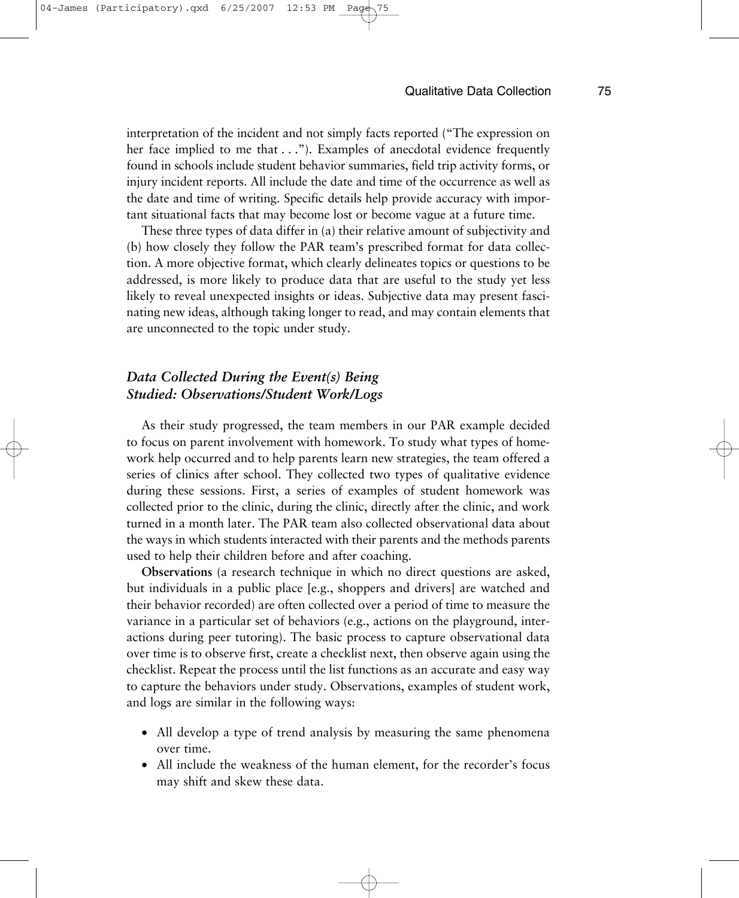interpretation of the incident and not simply facts reported ("The expression on her face implied to me that . . ."). Examples of anecdotal evidence frequently found in schools include student behavior summaries, field trip activity forms, or injury incident reports. All include the date and time of the occurrence as well as the date and time of writing. Specific details help provide accuracy with important situational facts that may become lost or become vague at a future time.

These three types of data differ in (a) their relative amount of subjectivity and (b) how closely they follow the PAR team's prescribed format for data collection. A more objective format, which clearly delineates topics or questions to be addressed, is more likely to produce data that are useful to the study yet less likely to reveal unexpected insights or ideas. Subjective data may present fascinating new ideas, although taking longer to read, and may contain elements that are unconnected to the topic under study.

### *Data Collected During the Event(s) Being Studied: Observations/Student Work/Logs*

As their study progressed, the team members in our PAR example decided to focus on parent involvement with homework. To study what types of homework help occurred and to help parents learn new strategies, the team offered a series of clinics after school. They collected two types of qualitative evidence during these sessions. First, a series of examples of student homework was collected prior to the clinic, during the clinic, directly after the clinic, and work turned in a month later. The PAR team also collected observational data about the ways in which students interacted with their parents and the methods parents used to help their children before and after coaching.

**Observations** (a research technique in which no direct questions are asked, but individuals in a public place [e.g., shoppers and drivers] are watched and their behavior recorded) are often collected over a period of time to measure the variance in a particular set of behaviors (e.g., actions on the playground, interactions during peer tutoring). The basic process to capture observational data over time is to observe first, create a checklist next, then observe again using the checklist. Repeat the process until the list functions as an accurate and easy way to capture the behaviors under study. Observations, examples of student work, and logs are similar in the following ways:

- All develop a type of trend analysis by measuring the same phenomena over time.
- All include the weakness of the human element, for the recorder's focus may shift and skew these data.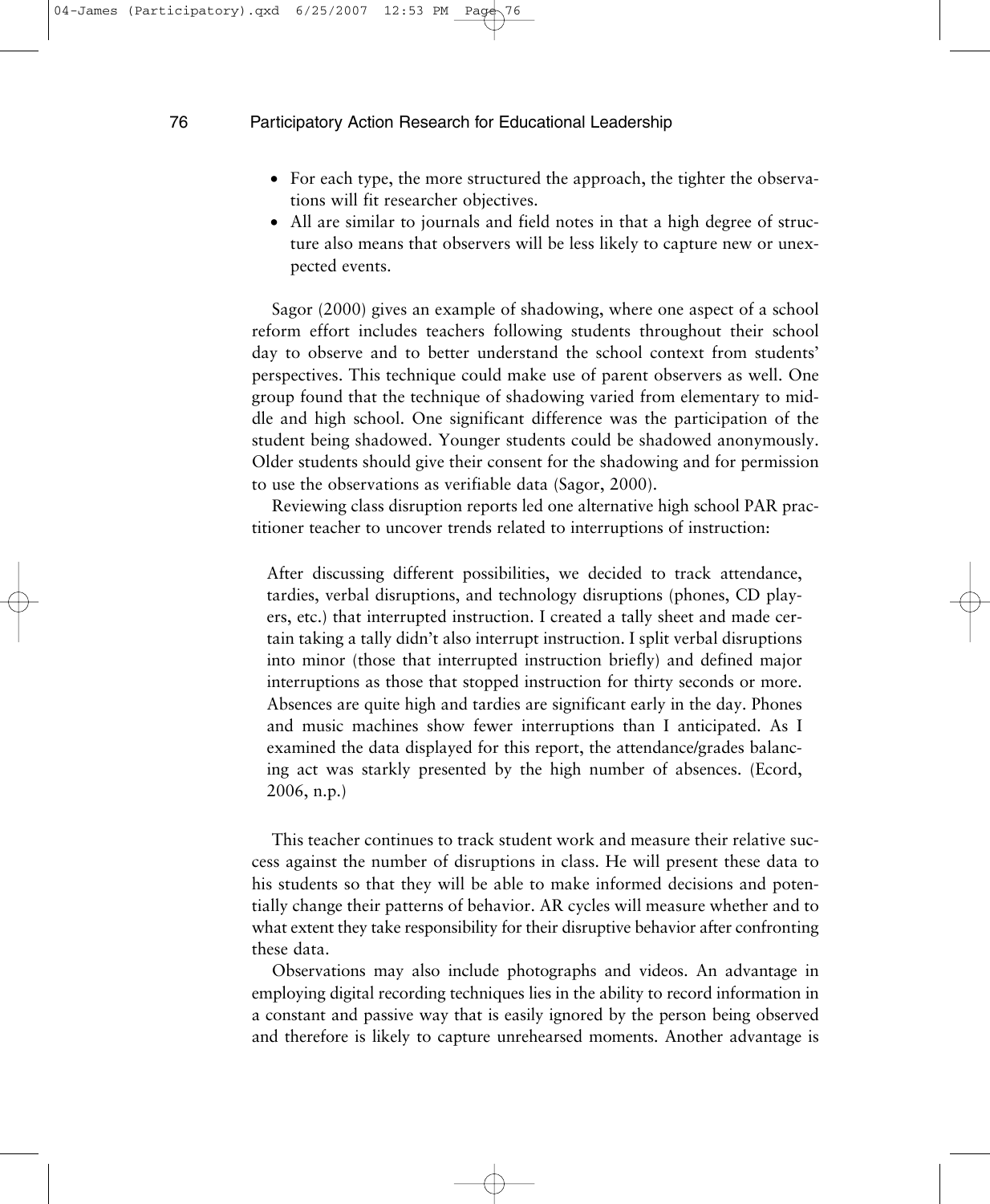- For each type, the more structured the approach, the tighter the observations will fit researcher objectives.
- All are similar to journals and field notes in that a high degree of structure also means that observers will be less likely to capture new or unexpected events.

Sagor (2000) gives an example of shadowing, where one aspect of a school reform effort includes teachers following students throughout their school day to observe and to better understand the school context from students' perspectives. This technique could make use of parent observers as well. One group found that the technique of shadowing varied from elementary to middle and high school. One significant difference was the participation of the student being shadowed. Younger students could be shadowed anonymously. Older students should give their consent for the shadowing and for permission to use the observations as verifiable data (Sagor, 2000).

Reviewing class disruption reports led one alternative high school PAR practitioner teacher to uncover trends related to interruptions of instruction:

> After discussing different possibilities, we decided to track attendance, tardies, verbal disruptions, and technology disruptions (phones, CD players, etc.) that interrupted instruction. I created a tally sheet and made certain taking a tally didn't also interrupt instruction. I split verbal disruptions into minor (those that interrupted instruction briefly) and defined major interruptions as those that stopped instruction for thirty seconds or more. Absences are quite high and tardies are significant early in the day. Phones and music machines show fewer interruptions than I anticipated. As I examined the data displayed for this report, the attendance/grades balancing act was starkly presented by the high number of absences. (Ecord, 2006, n.p.)

This teacher continues to track student work and measure their relative success against the number of disruptions in class. He will present these data to his students so that they will be able to make informed decisions and potentially change their patterns of behavior. AR cycles will measure whether and to what extent they take responsibility for their disruptive behavior after confronting these data.

Observations may also include photographs and videos. An advantage in employing digital recording techniques lies in the ability to record information in a constant and passive way that is easily ignored by the person being observed and therefore is likely to capture unrehearsed moments. Another advantage is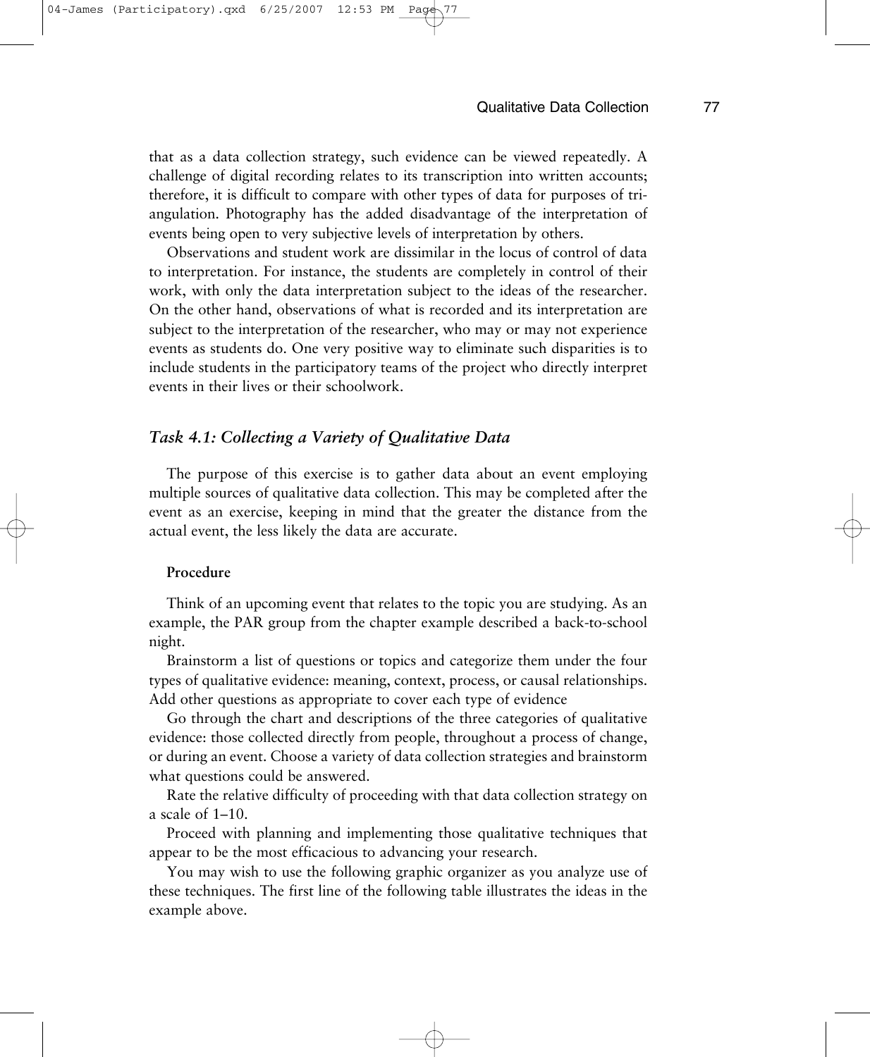that as a data collection strategy, such evidence can be viewed repeatedly. A challenge of digital recording relates to its transcription into written accounts; therefore, it is difficult to compare with other types of data for purposes of triangulation. Photography has the added disadvantage of the interpretation of events being open to very subjective levels of interpretation by others.

Observations and student work are dissimilar in the locus of control of data to interpretation. For instance, the students are completely in control of their work, with only the data interpretation subject to the ideas of the researcher. On the other hand, observations of what is recorded and its interpretation are subject to the interpretation of the researcher, who may or may not experience events as students do. One very positive way to eliminate such disparities is to include students in the participatory teams of the project who directly interpret events in their lives or their schoolwork.

### *Task 4.1: Collecting a Variety of Qualitative Data*

The purpose of this exercise is to gather data about an event employing multiple sources of qualitative data collection. This may be completed after the event as an exercise, keeping in mind that the greater the distance from the actual event, the less likely the data are accurate.

#### Procedure

Think of an upcoming event that relates to the topic you are studying. As an example, the PAR group from the chapter example described a back-to-school night.

Brainstorm a list of questions or topics and categorize them under the four types of qualitative evidence: meaning, context, process, or causal relationships. Add other questions as appropriate to cover each type of evidence

Go through the chart and descriptions of the three categories of qualitative evidence: those collected directly from people, throughout a process of change, or during an event. Choose a variety of data collection strategies and brainstorm what questions could be answered.

Rate the relative difficulty of proceeding with that data collection strategy on a scale of 1–10.

Proceed with planning and implementing those qualitative techniques that appear to be the most efficacious to advancing your research.

You may wish to use the following graphic organizer as you analyze use of these techniques. The first line of the following table illustrates the ideas in the example above.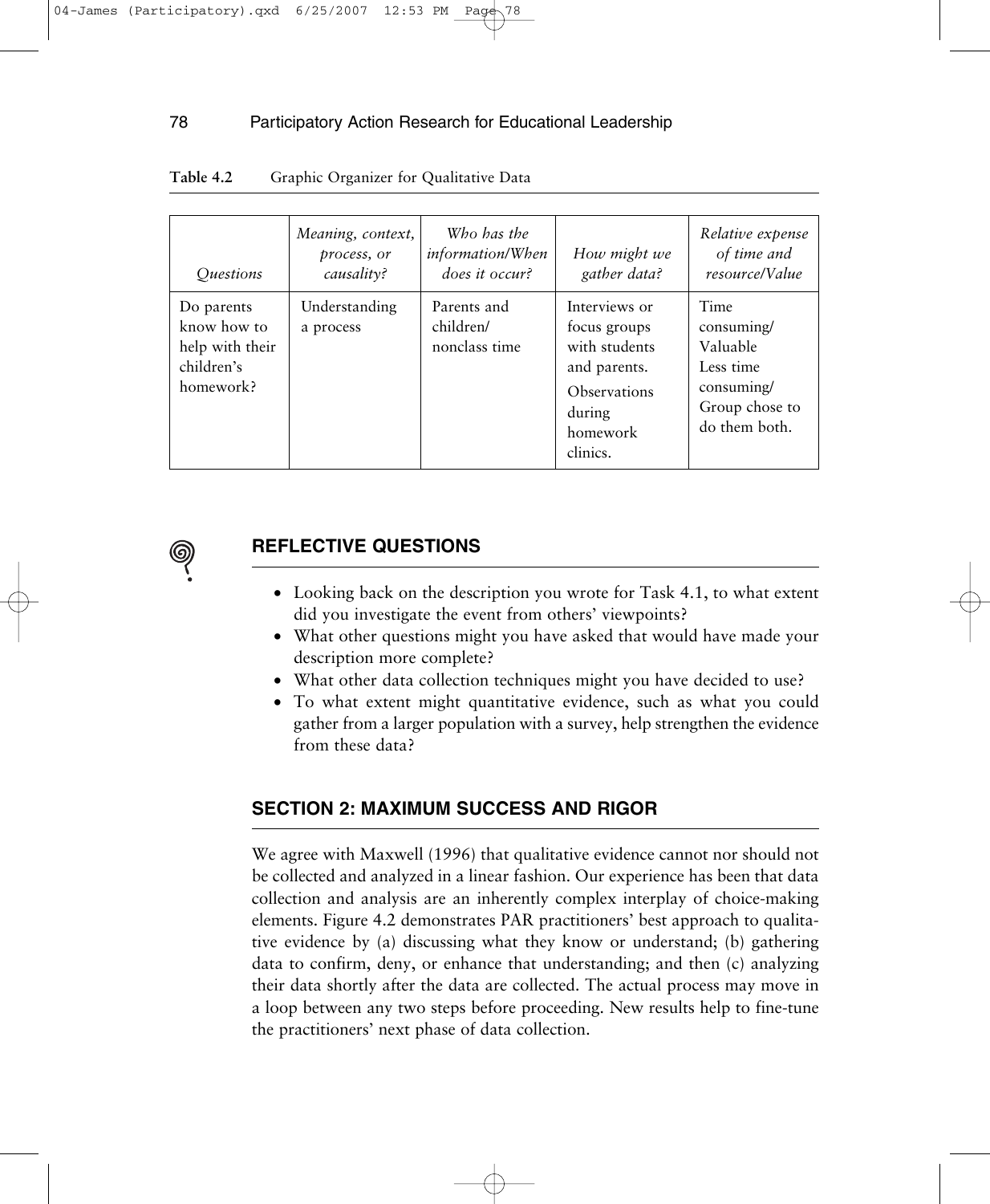**Table 4.2** Graphic Organizer for Qualitative Data

| *Questions* | *Meaning, context, process, or causality?* | *Who has the information/When does it occur?* | *How might we gather data?* | *Relative expense of time and resource/Value* |
|---|---|---|---|---|
| Do parents know how to help with their children's homework? | Understanding a process | Parents and children/ nonclass time | Interviews or focus groups with students and parents. Observations during homework clinics. | Time consuming/ Valuable Less time consuming/ Group chose to do them both. |

## REFLECTIVE QUESTIONS

- Looking back on the description you wrote for Task 4.1, to what extent did you investigate the event from others' viewpoints?
- What other questions might you have asked that would have made your description more complete?
- What other data collection techniques might you have decided to use?
- To what extent might quantitative evidence, such as what you could gather from a larger population with a survey, help strengthen the evidence from these data?

## SECTION 2: MAXIMUM SUCCESS AND RIGOR

We agree with Maxwell (1996) that qualitative evidence cannot nor should not be collected and analyzed in a linear fashion. Our experience has been that data collection and analysis are an inherently complex interplay of choice-making elements. Figure 4.2 demonstrates PAR practitioners' best approach to qualitative evidence by (a) discussing what they know or understand; (b) gathering data to confirm, deny, or enhance that understanding; and then (c) analyzing their data shortly after the data are collected. The actual process may move in a loop between any two steps before proceeding. New results help to fine-tune the practitioners' next phase of data collection.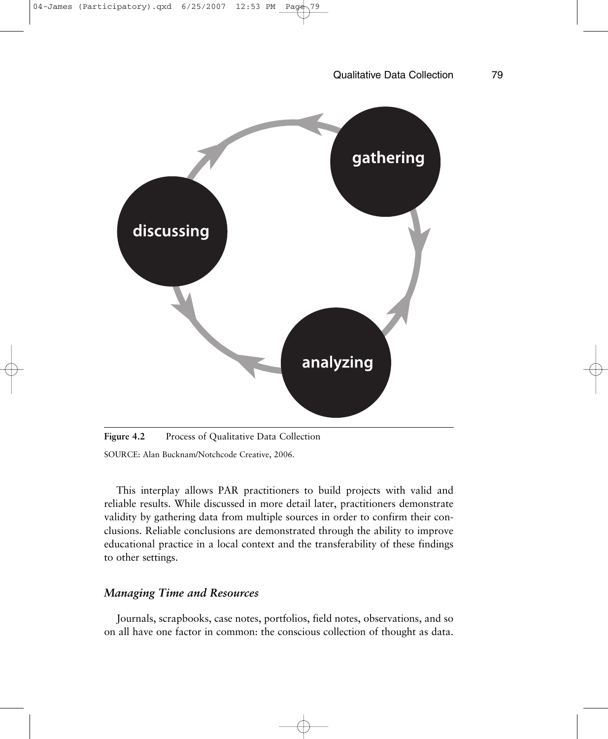gathering

analyzing

discussing

**Figure 4.2** Process of Qualitative Data Collection

SOURCE: Alan Bucknam/Notchcode Creative, 2006.

This interplay allows PAR practitioners to build projects with valid and reliable results. While discussed in more detail later, practitioners demonstrate validity by gathering data from multiple sources in order to confirm their conclusions. Reliable conclusions are demonstrated through the ability to improve educational practice in a local context and the transferability of these findings to other settings.

### *Managing Time and Resources*

Journals, scrapbooks, case notes, portfolios, field notes, observations, and so on all have one factor in common: the conscious collection of thought as data.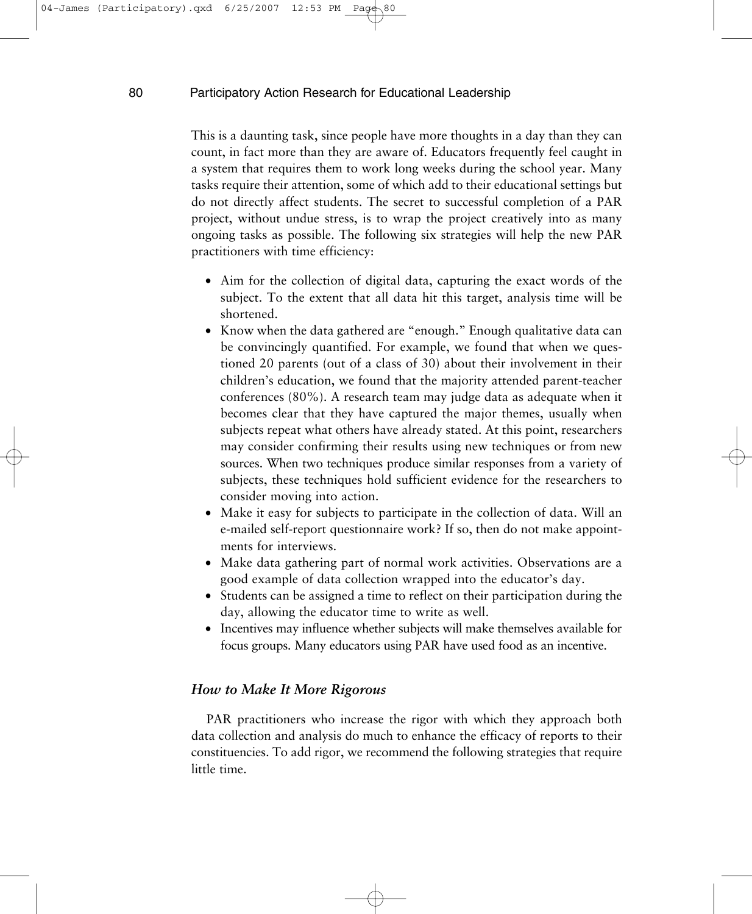This is a daunting task, since people have more thoughts in a day than they can count, in fact more than they are aware of. Educators frequently feel caught in a system that requires them to work long weeks during the school year. Many tasks require their attention, some of which add to their educational settings but do not directly affect students. The secret to successful completion of a PAR project, without undue stress, is to wrap the project creatively into as many ongoing tasks as possible. The following six strategies will help the new PAR practitioners with time efficiency:

- Aim for the collection of digital data, capturing the exact words of the subject. To the extent that all data hit this target, analysis time will be shortened.
- Know when the data gathered are "enough." Enough qualitative data can be convincingly quantified. For example, we found that when we questioned 20 parents (out of a class of 30) about their involvement in their children's education, we found that the majority attended parent-teacher conferences (80%). A research team may judge data as adequate when it becomes clear that they have captured the major themes, usually when subjects repeat what others have already stated. At this point, researchers may consider confirming their results using new techniques or from new sources. When two techniques produce similar responses from a variety of subjects, these techniques hold sufficient evidence for the researchers to consider moving into action.
- Make it easy for subjects to participate in the collection of data. Will an e-mailed self-report questionnaire work? If so, then do not make appointments for interviews.
- Make data gathering part of normal work activities. Observations are a good example of data collection wrapped into the educator's day.
- Students can be assigned a time to reflect on their participation during the day, allowing the educator time to write as well.
- Incentives may influence whether subjects will make themselves available for focus groups. Many educators using PAR have used food as an incentive.

### *How to Make It More Rigorous*

PAR practitioners who increase the rigor with which they approach both data collection and analysis do much to enhance the efficacy of reports to their constituencies. To add rigor, we recommend the following strategies that require little time.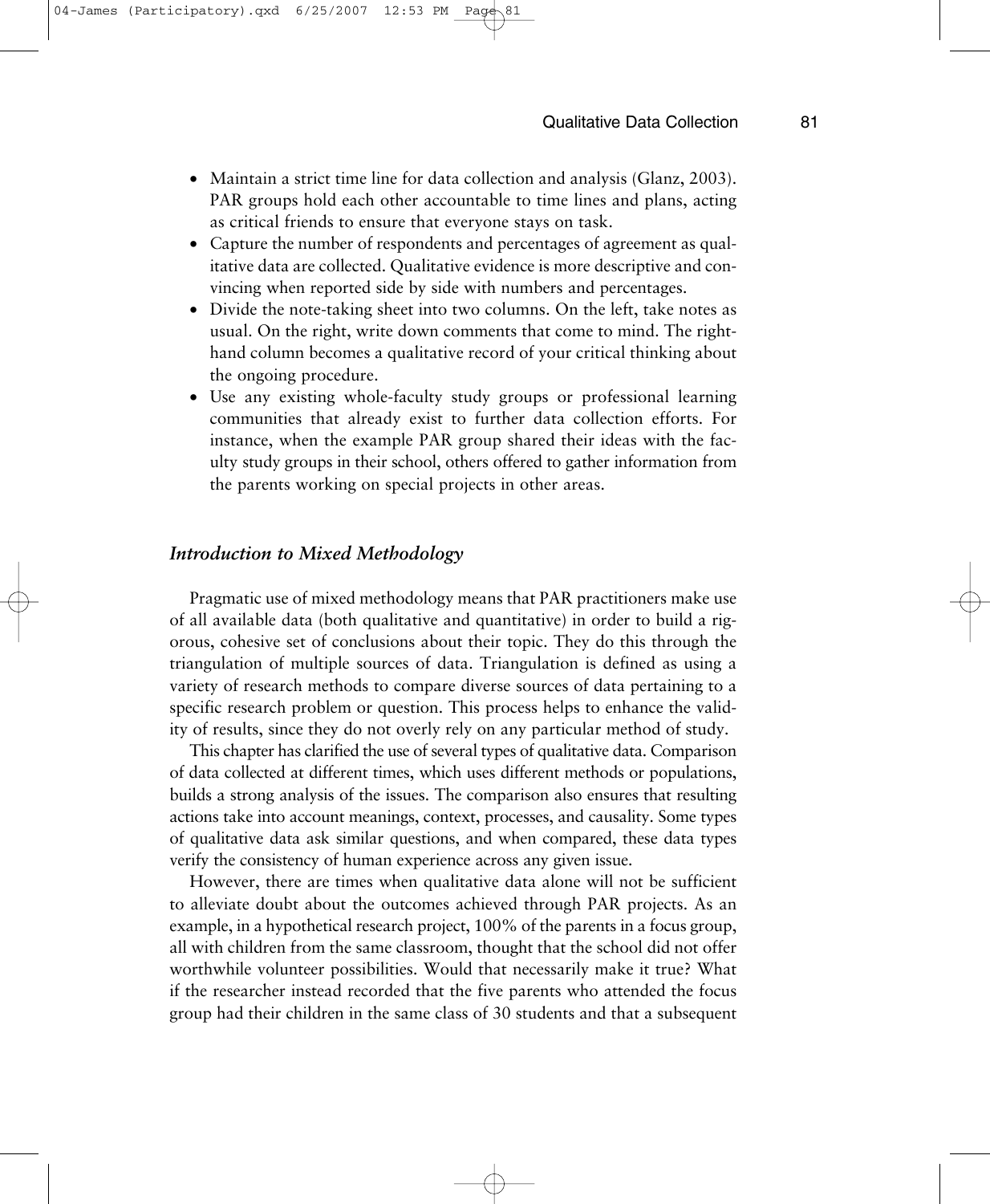- Maintain a strict time line for data collection and analysis (Glanz, 2003). PAR groups hold each other accountable to time lines and plans, acting as critical friends to ensure that everyone stays on task.
- Capture the number of respondents and percentages of agreement as qualitative data are collected. Qualitative evidence is more descriptive and convincing when reported side by side with numbers and percentages.
- Divide the note-taking sheet into two columns. On the left, take notes as usual. On the right, write down comments that come to mind. The right-hand column becomes a qualitative record of your critical thinking about the ongoing procedure.
- Use any existing whole-faculty study groups or professional learning communities that already exist to further data collection efforts. For instance, when the example PAR group shared their ideas with the faculty study groups in their school, others offered to gather information from the parents working on special projects in other areas.

### *Introduction to Mixed Methodology*

Pragmatic use of mixed methodology means that PAR practitioners make use of all available data (both qualitative and quantitative) in order to build a rigorous, cohesive set of conclusions about their topic. They do this through the triangulation of multiple sources of data. Triangulation is defined as using a variety of research methods to compare diverse sources of data pertaining to a specific research problem or question. This process helps to enhance the validity of results, since they do not overly rely on any particular method of study.

This chapter has clarified the use of several types of qualitative data. Comparison of data collected at different times, which uses different methods or populations, builds a strong analysis of the issues. The comparison also ensures that resulting actions take into account meanings, context, processes, and causality. Some types of qualitative data ask similar questions, and when compared, these data types verify the consistency of human experience across any given issue.

However, there are times when qualitative data alone will not be sufficient to alleviate doubt about the outcomes achieved through PAR projects. As an example, in a hypothetical research project, 100% of the parents in a focus group, all with children from the same classroom, thought that the school did not offer worthwhile volunteer possibilities. Would that necessarily make it true? What if the researcher instead recorded that the five parents who attended the focus group had their children in the same class of 30 students and that a subsequent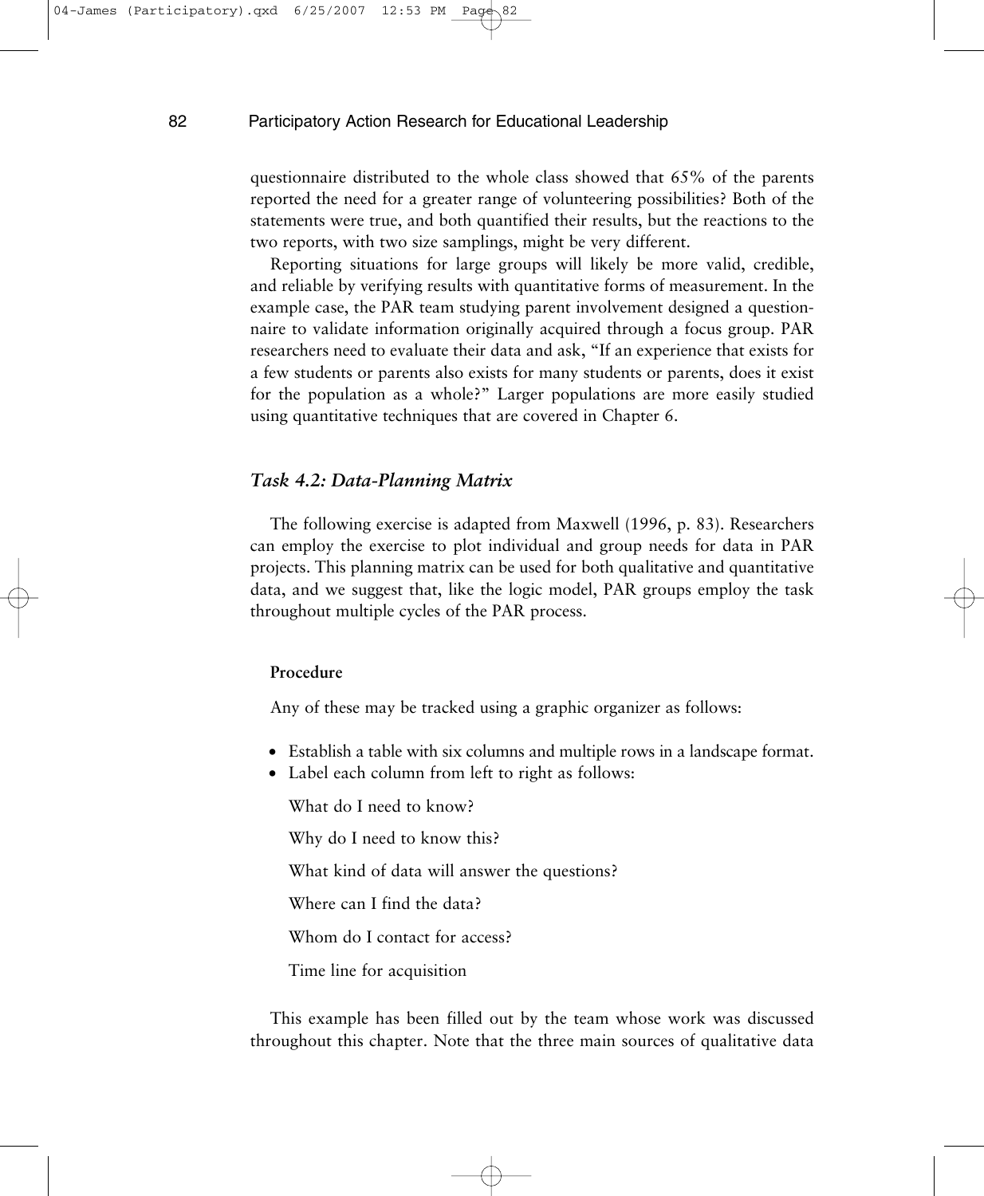questionnaire distributed to the whole class showed that 65% of the parents reported the need for a greater range of volunteering possibilities? Both of the statements were true, and both quantified their results, but the reactions to the two reports, with two size samplings, might be very different.

Reporting situations for large groups will likely be more valid, credible, and reliable by verifying results with quantitative forms of measurement. In the example case, the PAR team studying parent involvement designed a questionnaire to validate information originally acquired through a focus group. PAR researchers need to evaluate their data and ask, "If an experience that exists for a few students or parents also exists for many students or parents, does it exist for the population as a whole?" Larger populations are more easily studied using quantitative techniques that are covered in Chapter 6.

### *Task 4.2: Data-Planning Matrix*

The following exercise is adapted from Maxwell (1996, p. 83). Researchers can employ the exercise to plot individual and group needs for data in PAR projects. This planning matrix can be used for both qualitative and quantitative data, and we suggest that, like the logic model, PAR groups employ the task throughout multiple cycles of the PAR process.

#### Procedure

Any of these may be tracked using a graphic organizer as follows:

- Establish a table with six columns and multiple rows in a landscape format.
- Label each column from left to right as follows:

  What do I need to know?

  Why do I need to know this?

  What kind of data will answer the questions?

  Where can I find the data?

  Whom do I contact for access?

  Time line for acquisition

This example has been filled out by the team whose work was discussed throughout this chapter. Note that the three main sources of qualitative data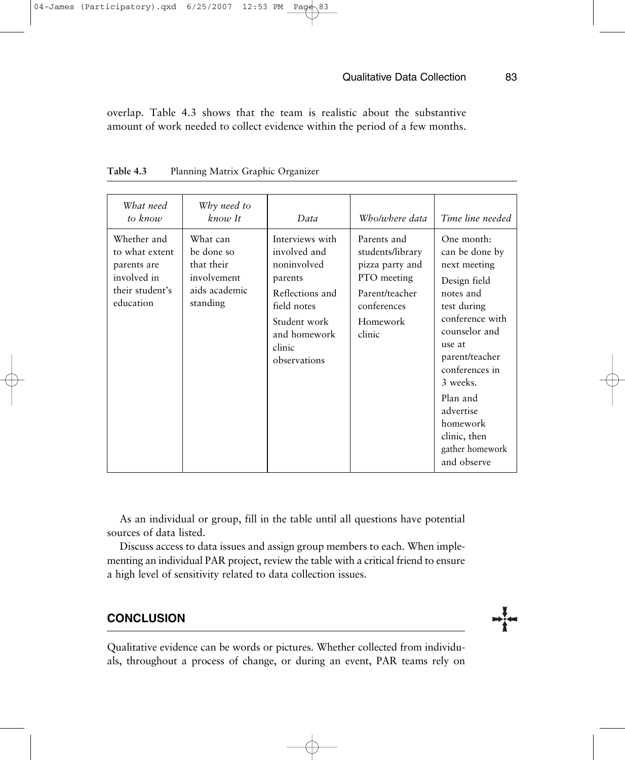overlap. Table 4.3 shows that the team is realistic about the substantive amount of work needed to collect evidence within the period of a few months.

**Table 4.3** Planning Matrix Graphic Organizer

| *What need to know* | *Why need to know It* | *Data* | *Who/where data* | *Time line needed* |
|---|---|---|---|---|
| Whether and to what extent parents are involved in their student's education | What can be done so that their involvement aids academic standing | Interviews with involved and noninvolved parents<br><br>Reflections and field notes<br><br>Student work and homework clinic observations | Parents and students/library pizza party and PTO meeting<br><br>Parent/teacher conferences<br><br>Homework clinic | One month: can be done by next meeting<br><br>Design field notes and test during conference with counselor and use at parent/teacher conferences in 3 weeks.<br><br>Plan and advertise homework clinic, then gather homework and observe |

As an individual or group, fill in the table until all questions have potential sources of data listed.

Discuss access to data issues and assign group members to each. When implementing an individual PAR project, review the table with a critical friend to ensure a high level of sensitivity related to data collection issues.

## CONCLUSION

Qualitative evidence can be words or pictures. Whether collected from individuals, throughout a process of change, or during an event, PAR teams rely on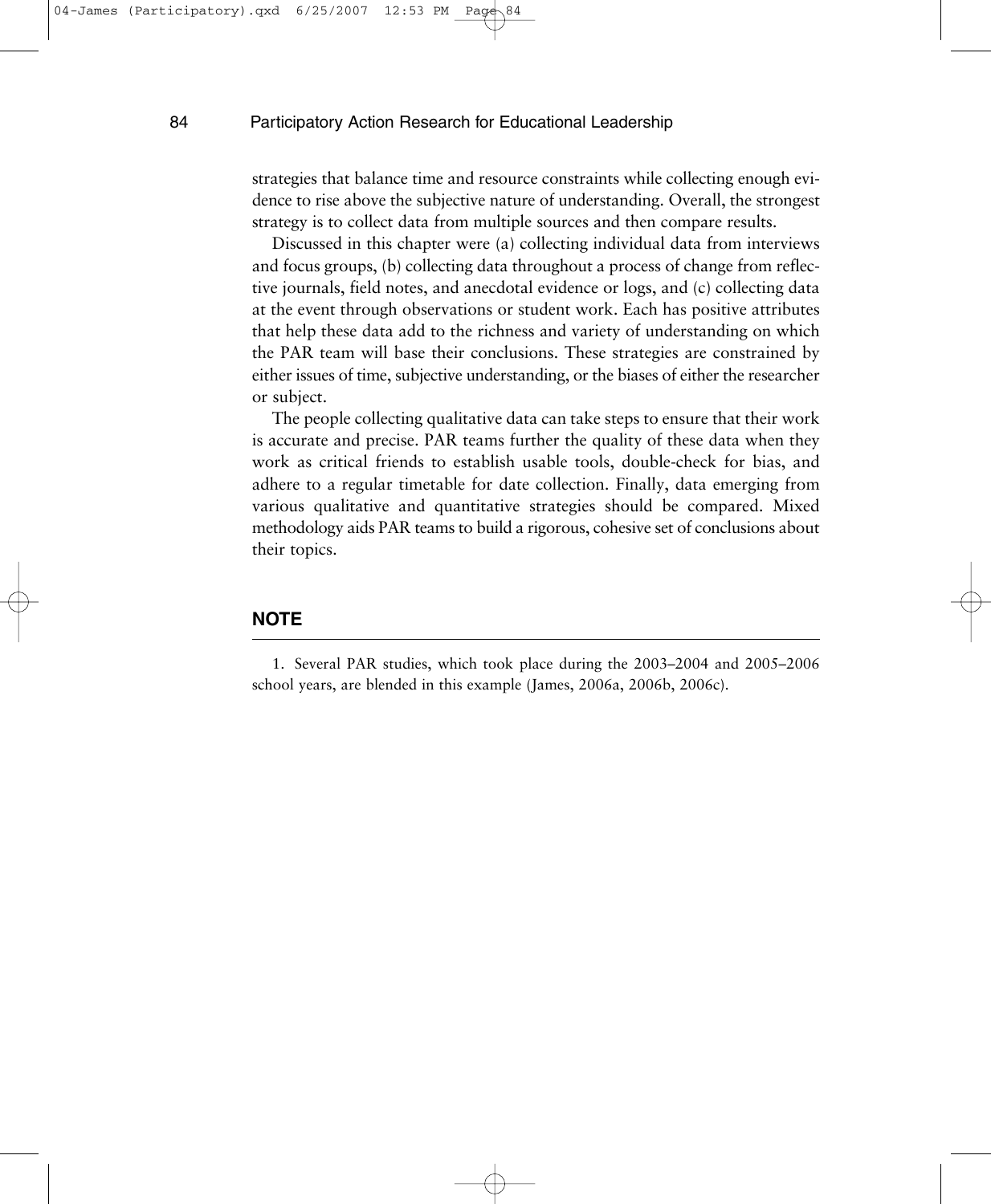strategies that balance time and resource constraints while collecting enough evidence to rise above the subjective nature of understanding. Overall, the strongest strategy is to collect data from multiple sources and then compare results.

Discussed in this chapter were (a) collecting individual data from interviews and focus groups, (b) collecting data throughout a process of change from reflective journals, field notes, and anecdotal evidence or logs, and (c) collecting data at the event through observations or student work. Each has positive attributes that help these data add to the richness and variety of understanding on which the PAR team will base their conclusions. These strategies are constrained by either issues of time, subjective understanding, or the biases of either the researcher or subject.

The people collecting qualitative data can take steps to ensure that their work is accurate and precise. PAR teams further the quality of these data when they work as critical friends to establish usable tools, double-check for bias, and adhere to a regular timetable for date collection. Finally, data emerging from various qualitative and quantitative strategies should be compared. Mixed methodology aids PAR teams to build a rigorous, cohesive set of conclusions about their topics.

## NOTE

1. Several PAR studies, which took place during the 2003–2004 and 2005–2006 school years, are blended in this example (James, 2006a, 2006b, 2006c).